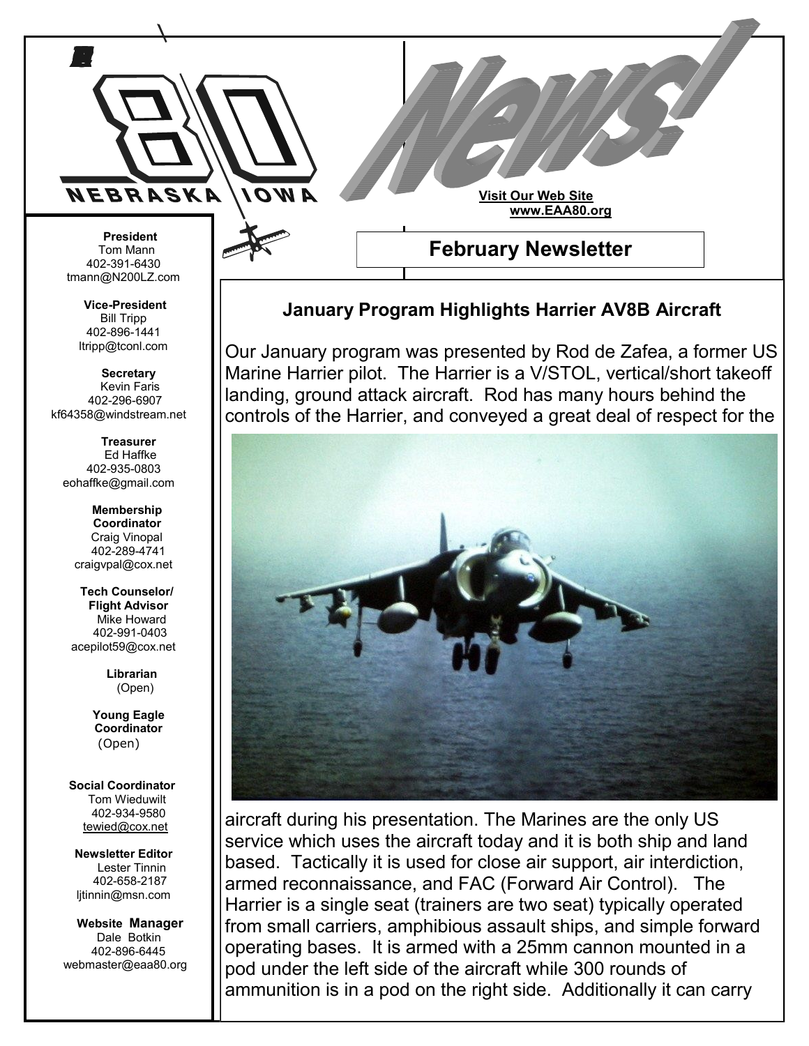# 80 NEBRASKA IOWA

# News!

**Visit Our Web Site**
**www.EAA80.org**

## February Newsletter

**President**
Tom Mann
402-391-6430
tmann@N200LZ.com

**Vice-President**
Bill Tripp
402-896-1441
ltripp@tconl.com

**Secretary**
Kevin Faris
402-296-6907
kf64358@windstream.net

**Treasurer**
Ed Haffke
402-935-0803
eohaffke@gmail.com

**Membership Coordinator**
Craig Vinopal
402-289-4741
craigvpal@cox.net

**Tech Counselor/ Flight Advisor**
Mike Howard
402-991-0403
acepilot59@cox.net

**Librarian**
(Open)

**Young Eagle Coordinator**
(Open)

**Social Coordinator**
Tom Wieduwilt
402-934-9580
tewied@cox.net

**Newsletter Editor**
Lester Tinnin
402-658-2187
ljtinnin@msn.com

**Website Manager**
Dale Botkin
402-896-6445
webmaster@eaa80.org

### January Program Highlights Harrier AV8B Aircraft

Our January program was presented by Rod de Zafea, a former US Marine Harrier pilot. The Harrier is a V/STOL, vertical/short takeoff landing, ground attack aircraft. Rod has many hours behind the controls of the Harrier, and conveyed a great deal of respect for the aircraft during his presentation. The Marines are the only US service which uses the aircraft today and it is both ship and land based. Tactically it is used for close air support, air interdiction, armed reconnaissance, and FAC (Forward Air Control). The Harrier is a single seat (trainers are two seat) typically operated from small carriers, amphibious assault ships, and simple forward operating bases. It is armed with a 25mm cannon mounted in a pod under the left side of the aircraft while 300 rounds of ammunition is in a pod on the right side. Additionally it can carry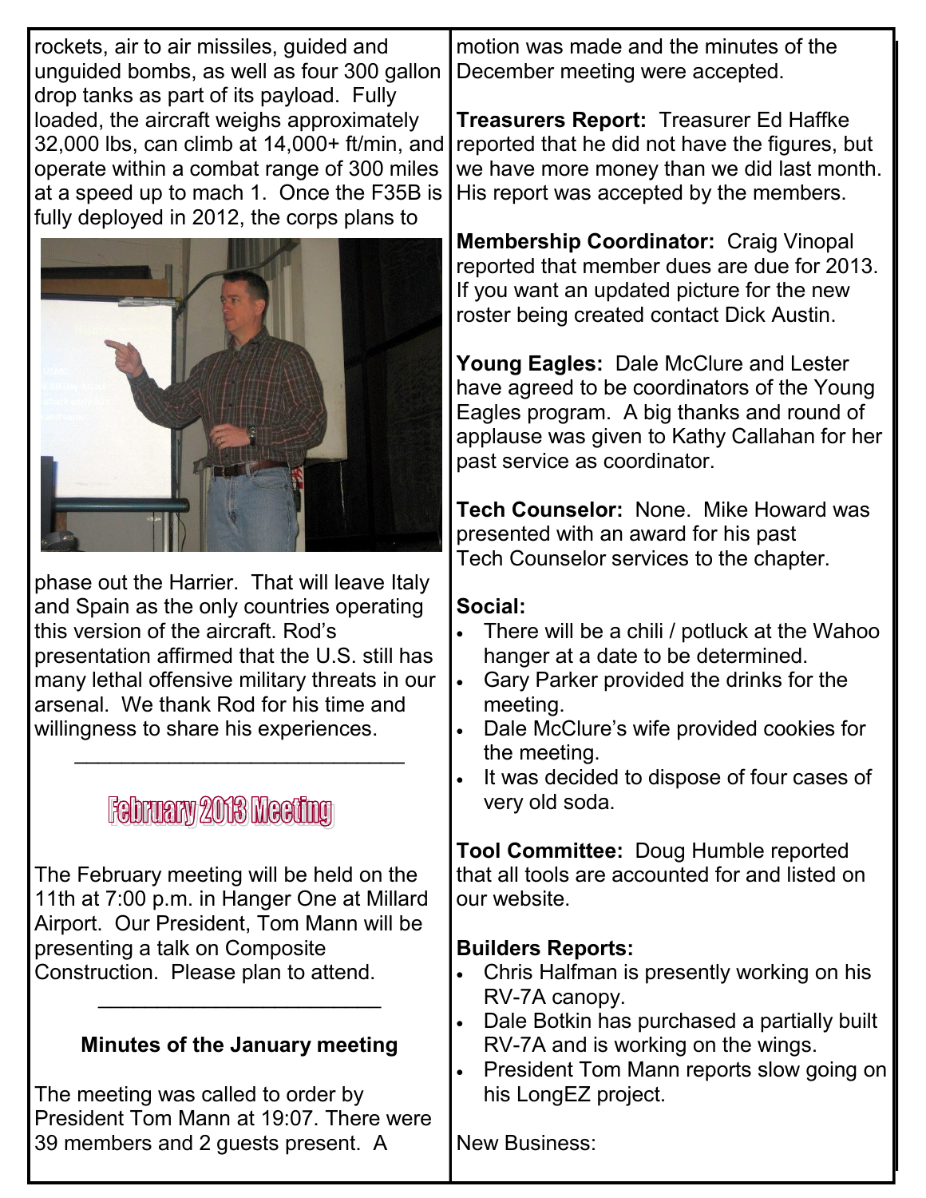rockets, air to air missiles, guided and unguided bombs, as well as four 300 gallon drop tanks as part of its payload. Fully loaded, the aircraft weighs approximately 32,000 lbs, can climb at 14,000+ ft/min, and operate within a combat range of 300 miles at a speed up to mach 1. Once the F35B is fully deployed in 2012, the corps plans to phase out the Harrier. That will leave Italy and Spain as the only countries operating this version of the aircraft. Rod's presentation affirmed that the U.S. still has many lethal offensive military threats in our arsenal. We thank Rod for his time and willingness to share his experiences.

---

## February 2013 Meeting

The February meeting will be held on the 11th at 7:00 p.m. in Hanger One at Millard Airport. Our President, Tom Mann will be presenting a talk on Composite Construction. Please plan to attend.

---

### Minutes of the January meeting

The meeting was called to order by President Tom Mann at 19:07. There were 39 members and 2 guests present. A motion was made and the minutes of the December meeting were accepted.

**Treasurers Report:** Treasurer Ed Haffke reported that he did not have the figures, but we have more money than we did last month. His report was accepted by the members.

**Membership Coordinator:** Craig Vinopal reported that member dues are due for 2013. If you want an updated picture for the new roster being created contact Dick Austin.

**Young Eagles:** Dale McClure and Lester have agreed to be coordinators of the Young Eagles program. A big thanks and round of applause was given to Kathy Callahan for her past service as coordinator.

**Tech Counselor:** None. Mike Howard was presented with an award for his past Tech Counselor services to the chapter.

**Social:**

- There will be a chili / potluck at the Wahoo hanger at a date to be determined.
- Gary Parker provided the drinks for the meeting.
- Dale McClure's wife provided cookies for the meeting.
- It was decided to dispose of four cases of very old soda.

**Tool Committee:** Doug Humble reported that all tools are accounted for and listed on our website.

**Builders Reports:**

- Chris Halfman is presently working on his RV-7A canopy.
- Dale Botkin has purchased a partially built RV-7A and is working on the wings.
- President Tom Mann reports slow going on his LongEZ project.

New Business: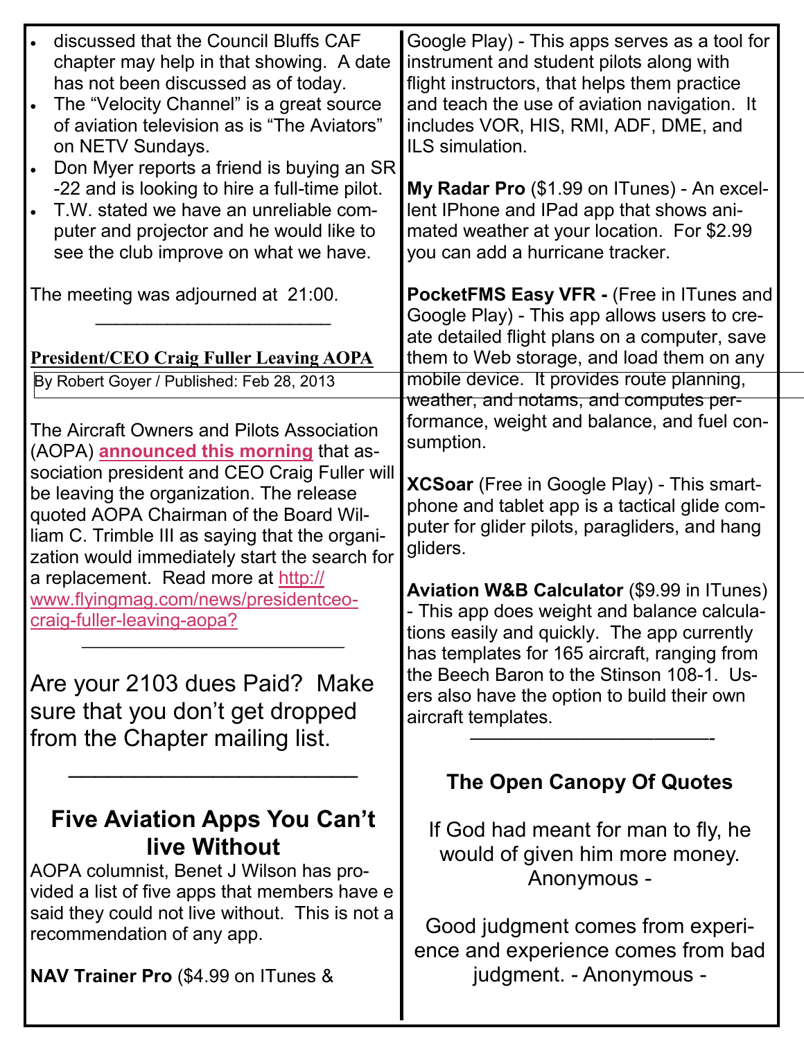- discussed that the Council Bluffs CAF chapter may help in that showing. A date has not been discussed as of today.
- The "Velocity Channel" is a great source of aviation television as is "The Aviators" on NETV Sundays.
- Don Myer reports a friend is buying an SR-22 and is looking to hire a full-time pilot.
- T.W. stated we have an unreliable computer and projector and he would like to see the club improve on what we have.

The meeting was adjourned at 21:00.

---

## President/CEO Craig Fuller Leaving AOPA

By Robert Goyer / Published: Feb 28, 2013

The Aircraft Owners and Pilots Association (AOPA) **announced this morning** that association president and CEO Craig Fuller will be leaving the organization. The release quoted AOPA Chairman of the Board William C. Trimble III as saying that the organization would immediately start the search for a replacement. Read more at http://www.flyingmag.com/news/presidentceo-craig-fuller-leaving-aopa?

---

Are your 2103 dues Paid? Make sure that you don't get dropped from the Chapter mailing list.

---

## Five Aviation Apps You Can't live Without

AOPA columnist, Benet J Wilson has provided a list of five apps that members have e said they could not live without. This is not a recommendation of any app.

**NAV Trainer Pro** ($4.99 on ITunes & Google Play) - This apps serves as a tool for instrument and student pilots along with flight instructors, that helps them practice and teach the use of aviation navigation. It includes VOR, HIS, RMI, ADF, DME, and ILS simulation.

**My Radar Pro** ($1.99 on ITunes) - An excellent IPhone and IPad app that shows animated weather at your location. For $2.99 you can add a hurricane tracker.

**PocketFMS Easy VFR -** (Free in ITunes and Google Play) - This app allows users to create detailed flight plans on a computer, save them to Web storage, and load them on any mobile device. It provides route planning, weather, and notams, and computes performance, weight and balance, and fuel consumption.

**XCSoar** (Free in Google Play) - This smartphone and tablet app is a tactical glide computer for glider pilots, paragliders, and hang gliders.

**Aviation W&B Calculator** ($9.99 in ITunes) - This app does weight and balance calculations easily and quickly. The app currently has templates for 165 aircraft, ranging from the Beech Baron to the Stinson 108-1. Users also have the option to build their own aircraft templates.

---

### The Open Canopy Of Quotes

If God had meant for man to fly, he would of given him more money. Anonymous -

Good judgment comes from experience and experience comes from bad judgment. - Anonymous -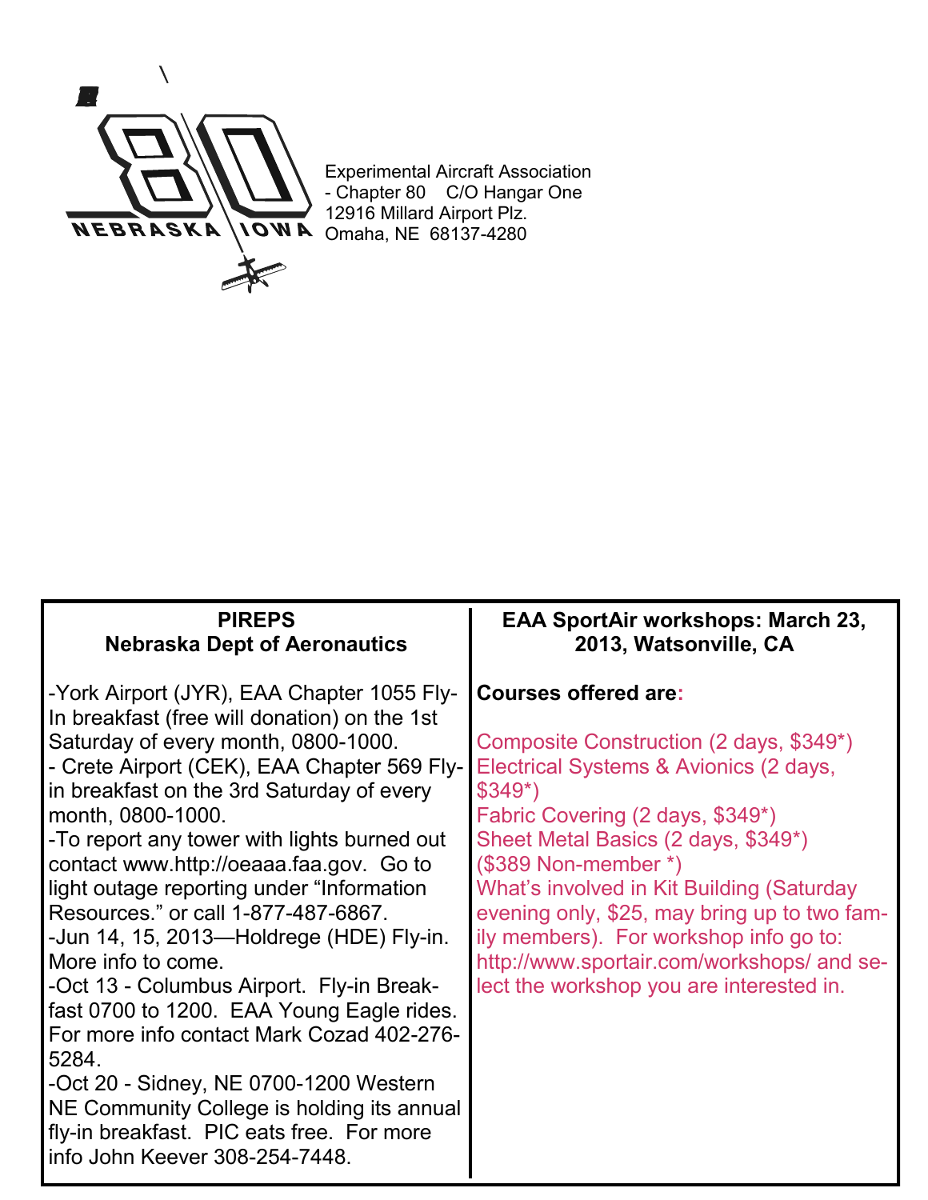Experimental Aircraft Association
- Chapter 80    C/O Hangar One
12916 Millard Airport Plz.
Omaha, NE  68137-4280

**PIREPS**
**Nebraska Dept of Aeronautics**

-York Airport (JYR), EAA Chapter 1055 Fly-In breakfast (free will donation) on the 1st Saturday of every month, 0800-1000.
- Crete Airport (CEK), EAA Chapter 569 Fly-in breakfast on the 3rd Saturday of every month, 0800-1000.
-To report any tower with lights burned out contact www.http://oeaaa.faa.gov. Go to light outage reporting under "Information Resources." or call 1-877-487-6867.
-Jun 14, 15, 2013—Holdrege (HDE) Fly-in. More info to come.
-Oct 13 - Columbus Airport. Fly-in Breakfast 0700 to 1200. EAA Young Eagle rides. For more info contact Mark Cozad 402-276-5284.
-Oct 20 - Sidney, NE 0700-1200 Western NE Community College is holding its annual fly-in breakfast. PIC eats free. For more info John Keever 308-254-7448.

**EAA SportAir workshops: March 23, 2013, Watsonville, CA**

**Courses offered are:**

Composite Construction (2 days, $349*)
Electrical Systems & Avionics (2 days, $349*)
Fabric Covering (2 days, $349*)
Sheet Metal Basics (2 days, $349*)
($389 Non-member *)
What's involved in Kit Building (Saturday evening only, $25, may bring up to two family members). For workshop info go to: http://www.sportair.com/workshops/ and select the workshop you are interested in.